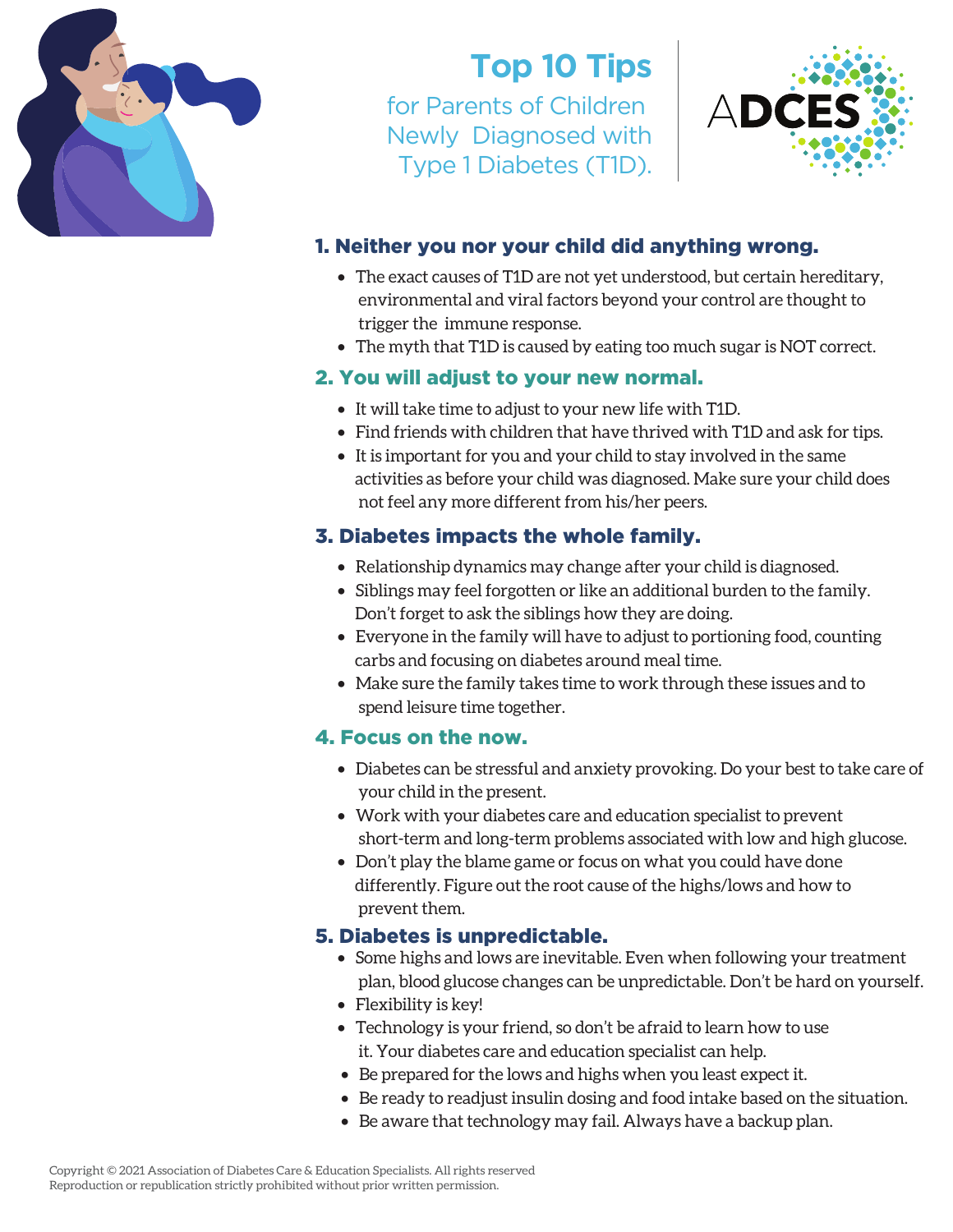# Top 10 Tips

## for Parents of Children Newly Diagnosed with Type 1 Diabetes (T1D).

ADCES

### 1. Neither you nor your child did anything wrong.

- The exact causes of T1D are not yet understood, but certain hereditary, environmental and viral factors beyond your control are thought to trigger the immune response.
- The myth that T1D is caused by eating too much sugar is NOT correct.

### 2. You will adjust to your new normal.

- It will take time to adjust to your new life with T1D.
- Find friends with children that have thrived with T1D and ask for tips.
- It is important for you and your child to stay involved in the same activities as before your child was diagnosed. Make sure your child does not feel any more different from his/her peers.

### 3. Diabetes impacts the whole family.

- Relationship dynamics may change after your child is diagnosed.
- Siblings may feel forgotten or like an additional burden to the family. Don't forget to ask the siblings how they are doing.
- Everyone in the family will have to adjust to portioning food, counting carbs and focusing on diabetes around meal time.
- Make sure the family takes time to work through these issues and to spend leisure time together.

### 4. Focus on the now.

- Diabetes can be stressful and anxiety provoking. Do your best to take care of your child in the present.
- Work with your diabetes care and education specialist to prevent short-term and long-term problems associated with low and high glucose.
- Don't play the blame game or focus on what you could have done differently. Figure out the root cause of the highs/lows and how to prevent them.

### 5. Diabetes is unpredictable.

- Some highs and lows are inevitable. Even when following your treatment plan, blood glucose changes can be unpredictable. Don't be hard on yourself.
- Flexibility is key!
- Technology is your friend, so don't be afraid to learn how to use it. Your diabetes care and education specialist can help.
- Be prepared for the lows and highs when you least expect it.
- Be ready to readjust insulin dosing and food intake based on the situation.
- Be aware that technology may fail. Always have a backup plan.

Copyright © 2021 Association of Diabetes Care & Education Specialists. All rights reserved
Reproduction or republication strictly prohibited without prior written permission.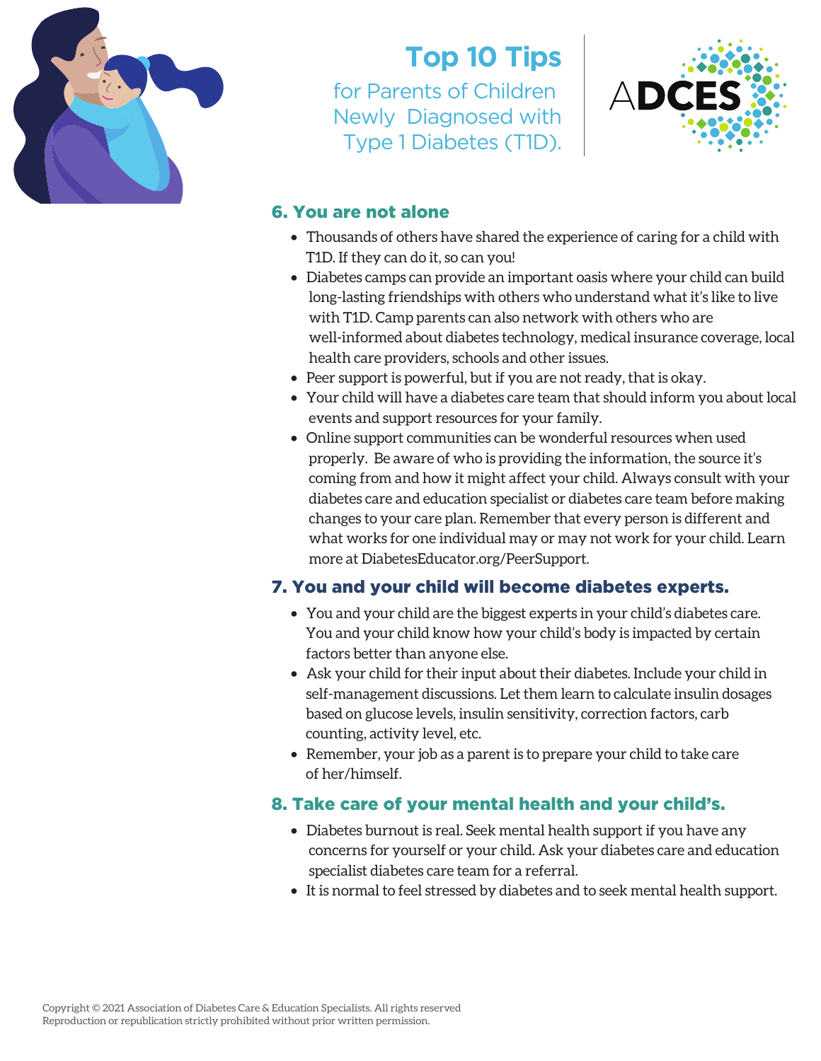# Top 10 Tips

for Parents of Children Newly Diagnosed with Type 1 Diabetes (T1D).

ADCES

## 6. You are not alone

- Thousands of others have shared the experience of caring for a child with T1D. If they can do it, so can you!
- Diabetes camps can provide an important oasis where your child can build long-lasting friendships with others who understand what it's like to live with T1D. Camp parents can also network with others who are well-informed about diabetes technology, medical insurance coverage, local health care providers, schools and other issues.
- Peer support is powerful, but if you are not ready, that is okay.
- Your child will have a diabetes care team that should inform you about local events and support resources for your family.
- Online support communities can be wonderful resources when used properly. Be aware of who is providing the information, the source it's coming from and how it might affect your child. Always consult with your diabetes care and education specialist or diabetes care team before making changes to your care plan. Remember that every person is different and what works for one individual may or may not work for your child. Learn more at DiabetesEducator.org/PeerSupport.

## 7. You and your child will become diabetes experts.

- You and your child are the biggest experts in your child's diabetes care. You and your child know how your child's body is impacted by certain factors better than anyone else.
- Ask your child for their input about their diabetes. Include your child in self-management discussions. Let them learn to calculate insulin dosages based on glucose levels, insulin sensitivity, correction factors, carb counting, activity level, etc.
- Remember, your job as a parent is to prepare your child to take care of her/himself.

## 8. Take care of your mental health and your child's.

- Diabetes burnout is real. Seek mental health support if you have any concerns for yourself or your child. Ask your diabetes care and education specialist diabetes care team for a referral.
- It is normal to feel stressed by diabetes and to seek mental health support.

Copyright © 2021 Association of Diabetes Care & Education Specialists. All rights reserved
Reproduction or republication strictly prohibited without prior written permission.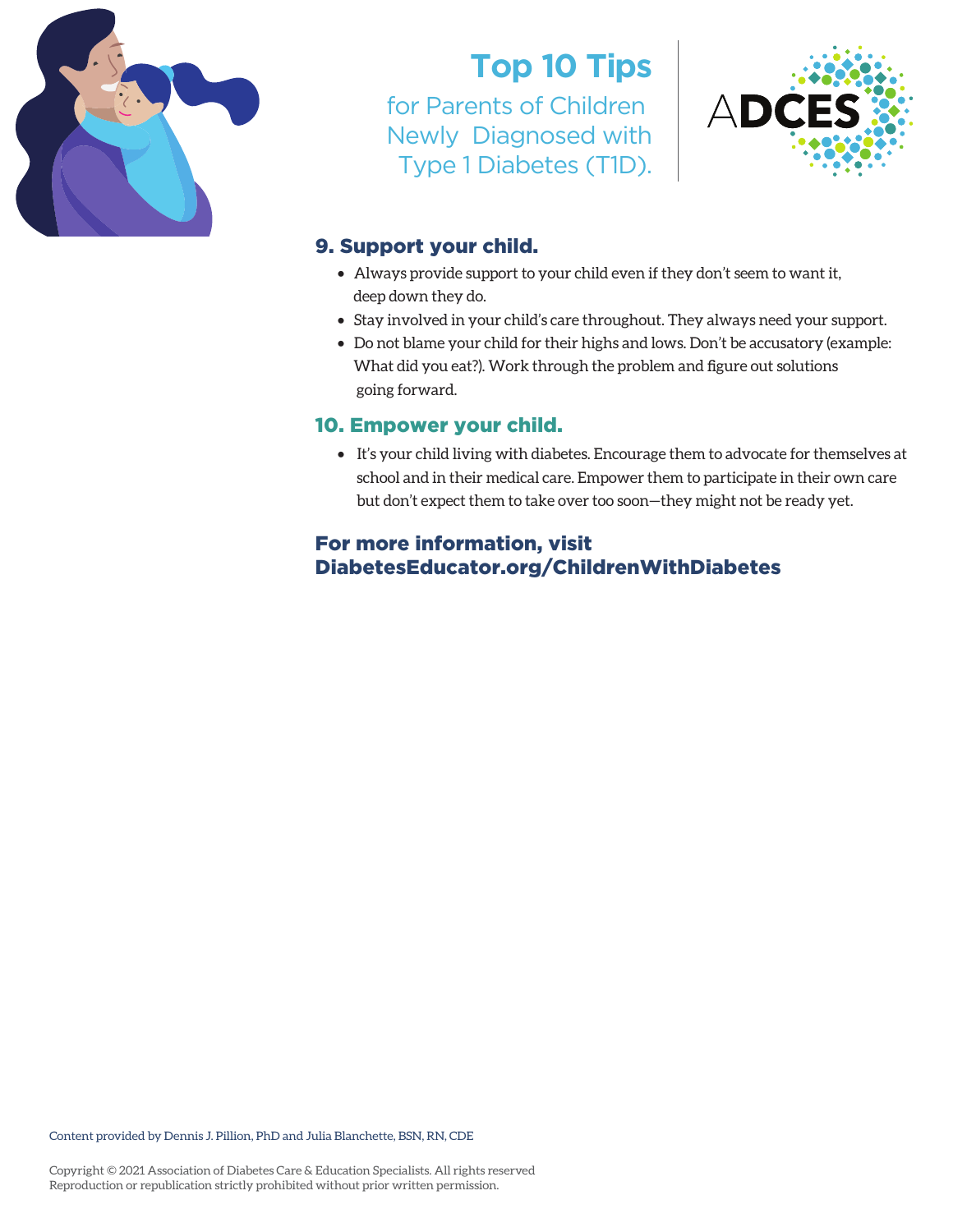# Top 10 Tips

for Parents of Children Newly Diagnosed with Type 1 Diabetes (T1D).

ADCES

### 9. Support your child.

- Always provide support to your child even if they don't seem to want it, deep down they do.
- Stay involved in your child's care throughout. They always need your support.
- Do not blame your child for their highs and lows. Don't be accusatory (example: What did you eat?). Work through the problem and figure out solutions going forward.

### 10. Empower your child.

- It's your child living with diabetes. Encourage them to advocate for themselves at school and in their medical care. Empower them to participate in their own care but don't expect them to take over too soon—they might not be ready yet.

**For more information, visit DiabetesEducator.org/ChildrenWithDiabetes**

Content provided by Dennis J. Pillion, PhD and Julia Blanchette, BSN, RN, CDE

Copyright © 2021 Association of Diabetes Care & Education Specialists. All rights reserved
Reproduction or republication strictly prohibited without prior written permission.